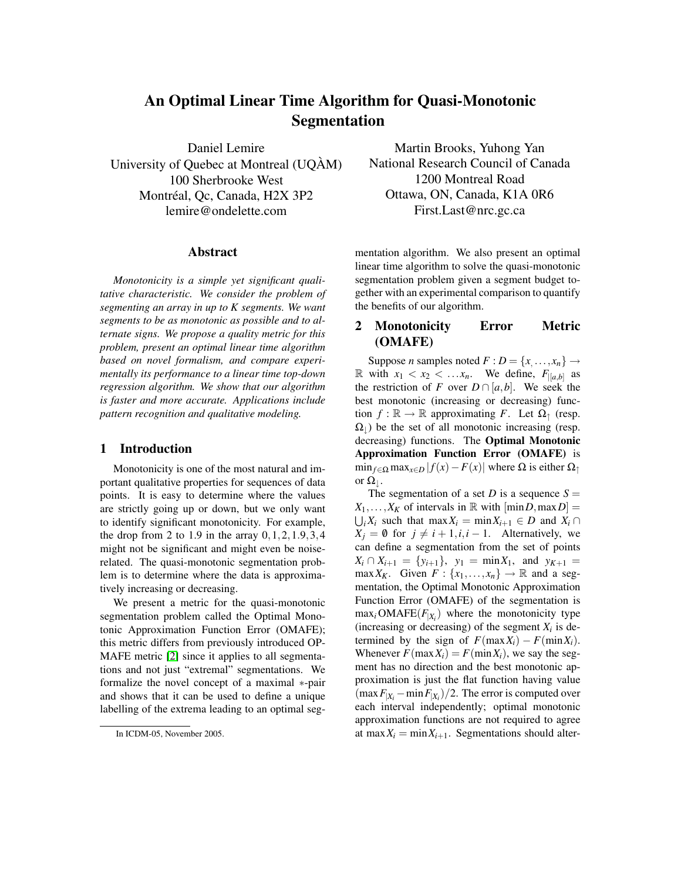# An Optimal Linear Time Algorithm for Quasi-Monotonic Segmentation

Daniel Lemire
University of Quebec at Montreal (UQÀM)
100 Sherbrooke West
Montréal, Qc, Canada, H2X 3P2
lemire@ondelette.com

Martin Brooks, Yuhong Yan
National Research Council of Canada
1200 Montreal Road
Ottawa, ON, Canada, K1A 0R6
First.Last@nrc.gc.ca

## Abstract

*Monotonicity is a simple yet significant qualitative characteristic. We consider the problem of segmenting an array in up to K segments. We want segments to be as monotonic as possible and to alternate signs. We propose a quality metric for this problem, present an optimal linear time algorithm based on novel formalism, and compare experimentally its performance to a linear time top-down regression algorithm. We show that our algorithm is faster and more accurate. Applications include pattern recognition and qualitative modeling.*

## 1 Introduction

Monotonicity is one of the most natural and important qualitative properties for sequences of data points. It is easy to determine where the values are strictly going up or down, but we only want to identify significant monotonicity. For example, the drop from 2 to 1.9 in the array $0, 1, 2, 1.9, 3, 4$ might not be significant and might even be noise-related. The quasi-monotonic segmentation problem is to determine where the data is approximatively increasing or decreasing.

We present a metric for the quasi-monotonic segmentation problem called the Optimal Monotonic Approximation Function Error (OMAFE); this metric differs from previously introduced OPMAFE metric [2] since it applies to all segmentations and not just "extremal" segmentations. We formalize the novel concept of a maximal $*$-pair and shows that it can be used to define a unique labelling of the extrema leading to an optimal segmentation algorithm. We also present an optimal linear time algorithm to solve the quasi-monotonic segmentation problem given a segment budget together with an experimental comparison to quantify the benefits of our algorithm.

## 2 Monotonicity Error Metric (OMAFE)

Suppose $n$ samples noted $F : D = \{x_, \ldots, x_n\} \to \mathbb{R}$ with $x_1 < x_2 < \ldots x_n$. We define, $F_{|[a,b]}$ as the restriction of $F$ over $D \cap [a, b]$. We seek the best monotonic (increasing or decreasing) function $f : \mathbb{R} \to \mathbb{R}$ approximating $F$. Let $\Omega_\uparrow$ (resp. $\Omega_\downarrow$) be the set of all monotonic increasing (resp. decreasing) functions. The **Optimal Monotonic Approximation Function Error (OMAFE)** is $\min_{f \in \Omega} \max_{x \in D} |f(x) - F(x)|$ where $\Omega$ is either $\Omega_\uparrow$ or $\Omega_\downarrow$.

The segmentation of a set $D$ is a sequence $S = X_1, \ldots, X_K$ of intervals in $\mathbb{R}$ with $[\min D, \max D] = \bigcup_i X_i$ such that $\max X_i = \min X_{i+1} \in D$ and $X_i \cap X_j = \emptyset$ for $j \neq i+1, i, i-1$. Alternatively, we can define a segmentation from the set of points $X_i \cap X_{i+1} = \{y_{i+1}\}$, $y_1 = \min X_1$, and $y_{K+1} = \max X_K$. Given $F : \{x_1, \ldots, x_n\} \to \mathbb{R}$ and a segmentation, the Optimal Monotonic Approximation Function Error (OMAFE) of the segmentation is $\max_i \text{OMAFE}(F_{|X_i})$ where the monotonicity type (increasing or decreasing) of the segment $X_i$ is determined by the sign of $F(\max X_i) - F(\min X_i)$. Whenever $F(\max X_i) = F(\min X_i)$, we say the segment has no direction and the best monotonic approximation is just the flat function having value $(\max F_{|X_i} - \min F_{|X_i})/2$. The error is computed over each interval independently; optimal monotonic approximation functions are not required to agree at $\max X_i = \min X_{i+1}$. Segmentations should alter-

In ICDM-05, November 2005.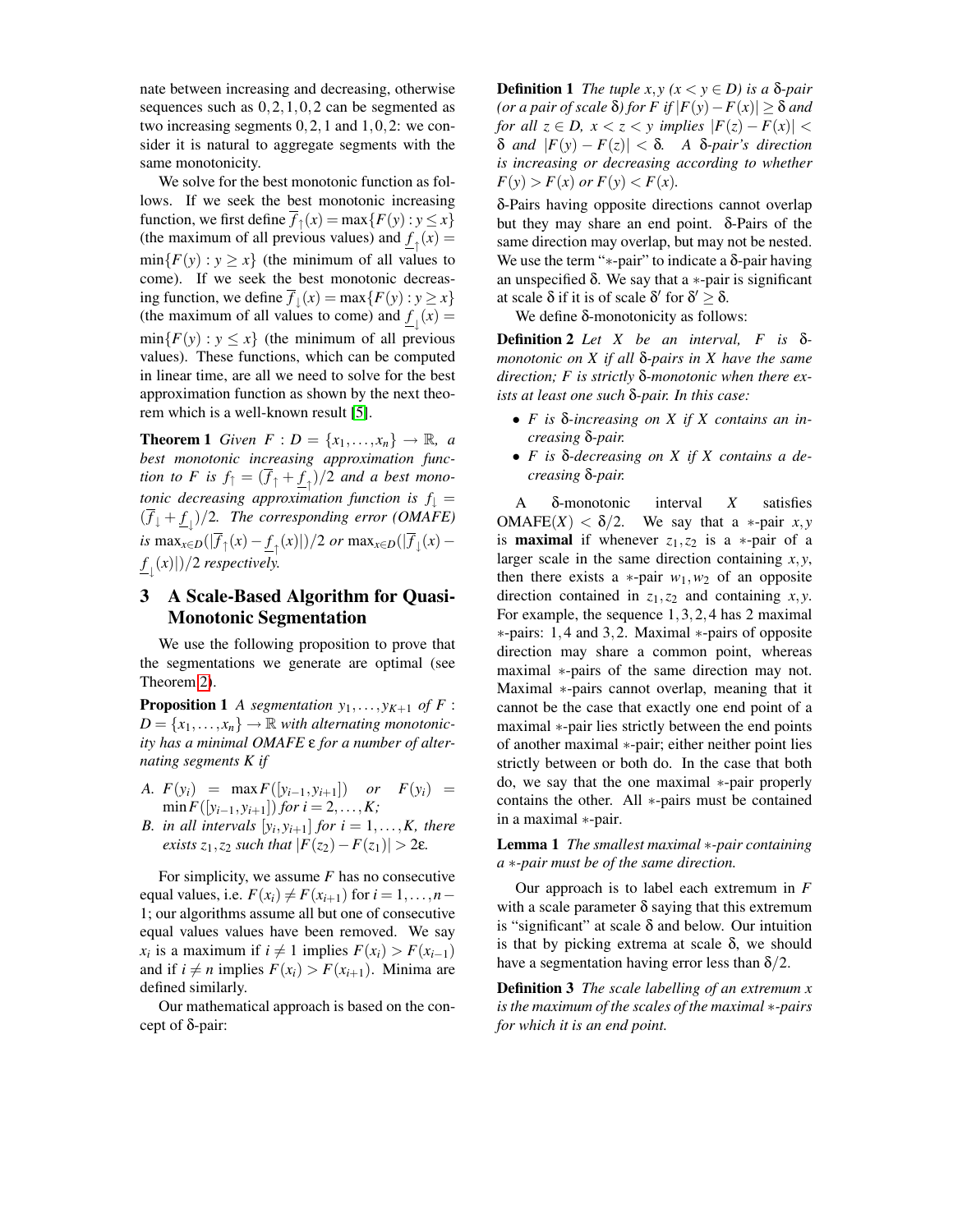nate between increasing and decreasing, otherwise sequences such as $0,2,1,0,2$ can be segmented as two increasing segments $0,2,1$ and $1,0,2$: we consider it is natural to aggregate segments with the same monotonicity.

We solve for the best monotonic function as follows. If we seek the best monotonic increasing function, we first define $\overline{f}_\uparrow(x) = \max\{F(y) : y \leq x\}$ (the maximum of all previous values) and $\underline{f}_\uparrow(x) = \min\{F(y) : y \geq x\}$ (the minimum of all values to come). If we seek the best monotonic decreasing function, we define $\overline{f}_\downarrow(x) = \max\{F(y) : y \geq x\}$ (the maximum of all values to come) and $\underline{f}_\downarrow(x) = \min\{F(y) : y \leq x\}$ (the minimum of all previous values). These functions, which can be computed in linear time, are all we need to solve for the best approximation function as shown by the next theorem which is a well-known result [5].

**Theorem 1** *Given $F : D = \{x_1, \ldots, x_n\} \to \mathbb{R}$, a best monotonic increasing approximation function to $F$ is $f_\uparrow = (\overline{f}_\uparrow + \underline{f}_\uparrow)/2$ and a best monotonic decreasing approximation function is $f_\downarrow = (\overline{f}_\downarrow + \underline{f}_\downarrow)/2$. The corresponding error (OMAFE) is $\max_{x \in D}(|\overline{f}_\uparrow(x) - \underline{f}_\uparrow(x)|)/2$ or $\max_{x \in D}(|\overline{f}_\downarrow(x) - \underline{f}_\downarrow(x)|)/2$ respectively.*

## 3 A Scale-Based Algorithm for Quasi-Monotonic Segmentation

We use the following proposition to prove that the segmentations we generate are optimal (see Theorem 2).

**Proposition 1** *A segmentation $y_1, \ldots, y_{K+1}$ of $F : D = \{x_1, \ldots, x_n\} \to \mathbb{R}$ with alternating monotonicity has a minimal OMAFE $\varepsilon$ for a number of alternating segments $K$ if*

*A. $F(y_i) = \max F([y_{i-1}, y_{i+1}])$ or $F(y_i) = \min F([y_{i-1}, y_{i+1}])$ for $i = 2, \ldots, K$;*

*B. in all intervals $[y_i, y_{i+1}]$ for $i = 1, \ldots, K$, there exists $z_1, z_2$ such that $|F(z_2) - F(z_1)| > 2\varepsilon$.*

For simplicity, we assume $F$ has no consecutive equal values, i.e. $F(x_i) \neq F(x_{i+1})$ for $i = 1, \ldots, n-1$; our algorithms assume all but one of consecutive equal values values have been removed. We say $x_i$ is a maximum if $i \neq 1$ implies $F(x_i) > F(x_{i-1})$ and if $i \neq n$ implies $F(x_i) > F(x_{i+1})$. Minima are defined similarly.

Our mathematical approach is based on the concept of δ-pair:

**Definition 1** *The tuple $x, y$ ($x < y \in D$) is a δ-pair (or a pair of scale δ) for $F$ if $|F(y) - F(x)| \geq \delta$ and for all $z \in D$, $x < z < y$ implies $|F(z) - F(x)| < \delta$ and $|F(y) - F(z)| < \delta$. A δ-pair's direction is increasing or decreasing according to whether $F(y) > F(x)$ or $F(y) < F(x)$.*

δ-Pairs having opposite directions cannot overlap but they may share an end point. δ-Pairs of the same direction may overlap, but may not be nested. We use the term "∗-pair" to indicate a δ-pair having an unspecified δ. We say that a ∗-pair is significant at scale δ if it is of scale δ′ for δ′ ≥ δ.

We define δ-monotonicity as follows:

**Definition 2** *Let $X$ be an interval, $F$ is δ-monotonic on $X$ if all δ-pairs in $X$ have the same direction; $F$ is strictly δ-monotonic when there exists at least one such δ-pair. In this case:*

- *$F$ is δ-increasing on $X$ if $X$ contains an increasing δ-pair.*
- *$F$ is δ-decreasing on $X$ if $X$ contains a decreasing δ-pair.*

A δ-monotonic interval $X$ satisfies OMAFE($X$) < δ/2. We say that a ∗-pair $x, y$ is **maximal** if whenever $z_1, z_2$ is a ∗-pair of a larger scale in the same direction containing $x, y$, then there exists a ∗-pair $w_1, w_2$ of an opposite direction contained in $z_1, z_2$ and containing $x, y$. For example, the sequence $1,3,2,4$ has 2 maximal ∗-pairs: $1,4$ and $3,2$. Maximal ∗-pairs of opposite direction may share a common point, whereas maximal ∗-pairs of the same direction may not. Maximal ∗-pairs cannot overlap, meaning that it cannot be the case that exactly one end point of a maximal ∗-pair lies strictly between the end points of another maximal ∗-pair; either neither point lies strictly between or both do. In the case that both do, we say that the one maximal ∗-pair properly contains the other. All ∗-pairs must be contained in a maximal ∗-pair.

**Lemma 1** *The smallest maximal ∗-pair containing a ∗-pair must be of the same direction.*

Our approach is to label each extremum in $F$ with a scale parameter δ saying that this extremum is "significant" at scale δ and below. Our intuition is that by picking extrema at scale δ, we should have a segmentation having error less than δ/2.

**Definition 3** *The scale labelling of an extremum $x$ is the maximum of the scales of the maximal ∗-pairs for which it is an end point.*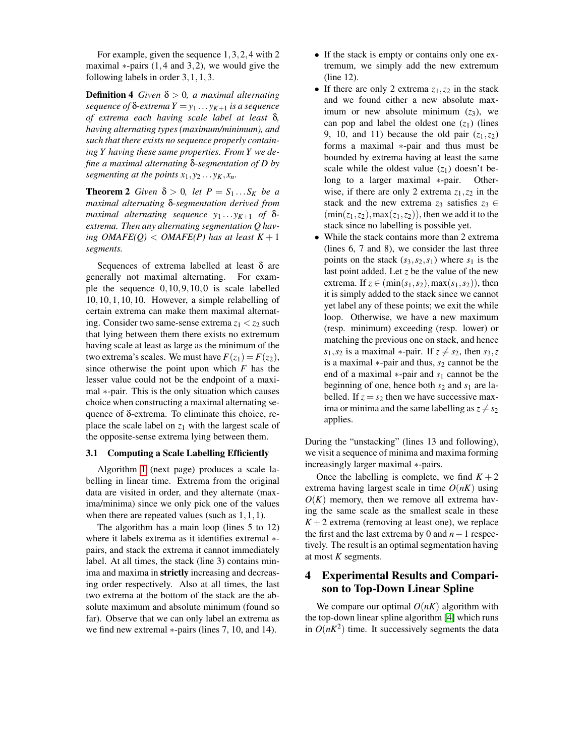For example, given the sequence $1,3,2,4$ with 2 maximal $*$-pairs ($1,4$ and $3,2$), we would give the following labels in order $3,1,1,3$.

**Definition 4** *Given $\delta > 0$, a maximal alternating sequence of $\delta$-extrema $Y = y_1 \ldots y_{K+1}$ is a sequence of extrema each having scale label at least $\delta$, having alternating types (maximum/minimum), and such that there exists no sequence properly containing $Y$ having these same properties. From $Y$ we define a maximal alternating $\delta$-segmentation of $D$ by segmenting at the points $x_1, y_2 \ldots y_K, x_n$.*

**Theorem 2** *Given $\delta > 0$, let $P = S_1 \ldots S_K$ be a maximal alternating $\delta$-segmentation derived from maximal alternating sequence $y_1 \ldots y_{K+1}$ of $\delta$-extrema. Then any alternating segmentation $Q$ having OMAFE($Q$) $<$ OMAFE($P$) has at least $K+1$ segments.*

Sequences of extrema labelled at least $\delta$ are generally not maximal alternating. For example the sequence $0,10,9,10,0$ is scale labelled $10,10,1,10,10$. However, a simple relabelling of certain extrema can make them maximal alternating. Consider two same-sense extrema $z_1 < z_2$ such that lying between them there exists no extremum having scale at least as large as the minimum of the two extrema's scales. We must have $F(z_1) = F(z_2)$, since otherwise the point upon which $F$ has the lesser value could not be the endpoint of a maximal $*$-pair. This is the only situation which causes choice when constructing a maximal alternating sequence of $\delta$-extrema. To eliminate this choice, replace the scale label on $z_1$ with the largest scale of the opposite-sense extrema lying between them.

### 3.1 Computing a Scale Labelling Efficiently

Algorithm 1 (next page) produces a scale labelling in linear time. Extrema from the original data are visited in order, and they alternate (maxima/minima) since we only pick one of the values when there are repeated values (such as $1,1,1$).

The algorithm has a main loop (lines 5 to 12) where it labels extrema as it identifies extremal $*$-pairs, and stack the extrema it cannot immediately label. At all times, the stack (line 3) contains minima and maxima in **strictly** increasing and decreasing order respectively. Also at all times, the last two extrema at the bottom of the stack are the absolute maximum and absolute minimum (found so far). Observe that we can only label an extrema as we find new extremal $*$-pairs (lines 7, 10, and 14).

- If the stack is empty or contains only one extremum, we simply add the new extremum (line 12).
- If there are only 2 extrema $z_1, z_2$ in the stack and we found either a new absolute maximum or new absolute minimum ($z_3$), we can pop and label the oldest one ($z_1$) (lines 9, 10, and 11) because the old pair $(z_1, z_2)$ forms a maximal $*$-pair and thus must be bounded by extrema having at least the same scale while the oldest value ($z_1$) doesn't belong to a larger maximal $*$-pair. Otherwise, if there are only 2 extrema $z_1, z_2$ in the stack and the new extrema $z_3$ satisfies $z_3 \in (\min(z_1,z_2), \max(z_1,z_2))$, then we add it to the stack since no labelling is possible yet.
- While the stack contains more than 2 extrema (lines 6, 7 and 8), we consider the last three points on the stack $(s_3, s_2, s_1)$ where $s_1$ is the last point added. Let $z$ be the value of the new extrema. If $z \in (\min(s_1,s_2), \max(s_1,s_2))$, then it is simply added to the stack since we cannot yet label any of these points; we exit the while loop. Otherwise, we have a new maximum (resp. minimum) exceeding (resp. lower) or matching the previous one on stack, and hence $s_1, s_2$ is a maximal $*$-pair. If $z \neq s_2$, then $s_3, z$ is a maximal $*$-pair and thus, $s_2$ cannot be the end of a maximal $*$-pair and $s_1$ cannot be the beginning of one, hence both $s_2$ and $s_1$ are labelled. If $z = s_2$ then we have successive maxima or minima and the same labelling as $z \neq s_2$ applies.

During the "unstacking" (lines 13 and following), we visit a sequence of minima and maxima forming increasingly larger maximal $*$-pairs.

Once the labelling is complete, we find $K+2$ extrema having largest scale in time $O(nK)$ using $O(K)$ memory, then we remove all extrema having the same scale as the smallest scale in these $K+2$ extrema (removing at least one), we replace the first and the last extrema by $0$ and $n-1$ respectively. The result is an optimal segmentation having at most $K$ segments.

## 4 Experimental Results and Comparison to Top-Down Linear Spline

We compare our optimal $O(nK)$ algorithm with the top-down linear spline algorithm [4] which runs in $O(nK^2)$ time. It successively segments the data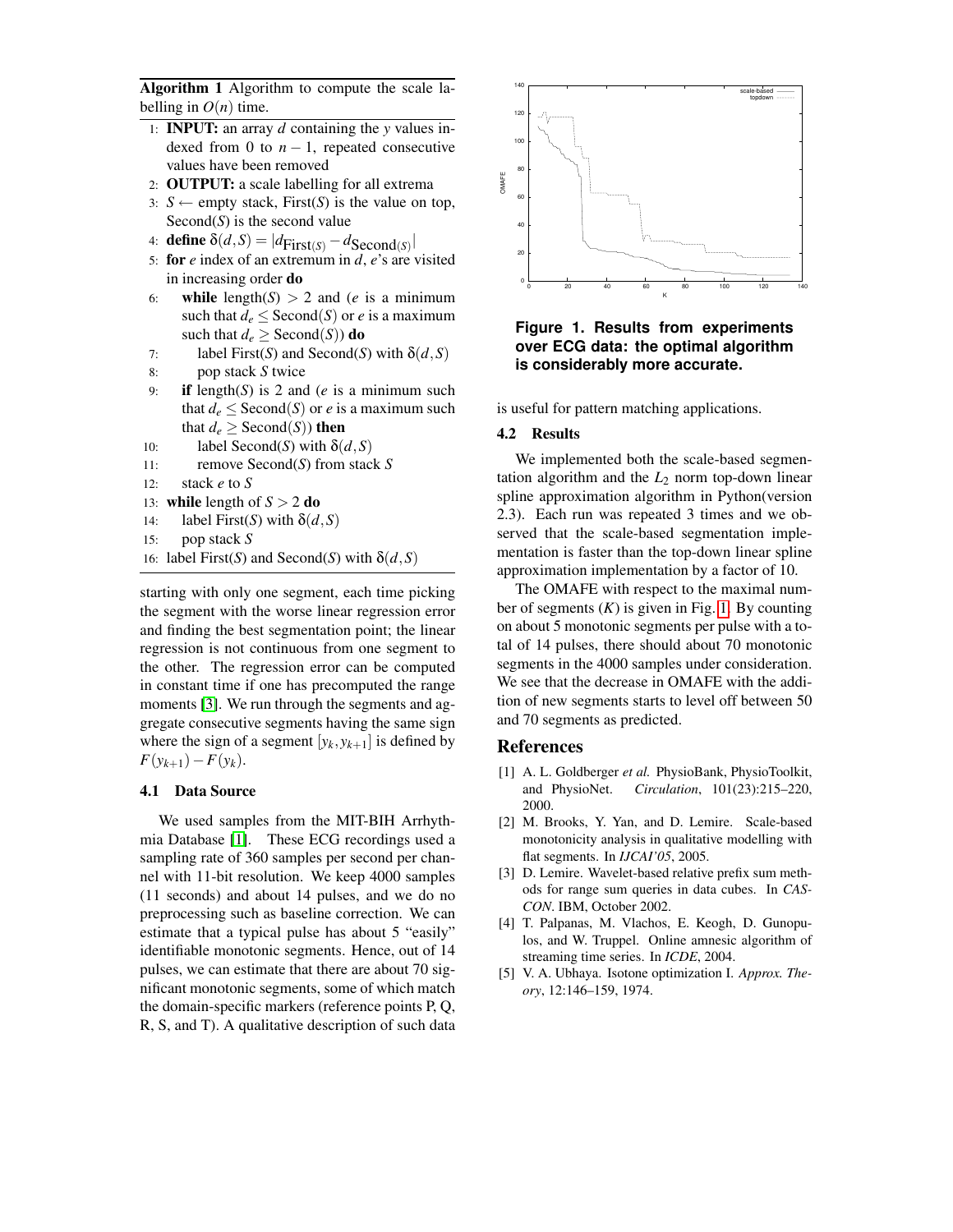**Algorithm 1** Algorithm to compute the scale labelling in $O(n)$ time.

1: **INPUT:** an array $d$ containing the $y$ values indexed from 0 to $n-1$, repeated consecutive values have been removed
2: **OUTPUT:** a scale labelling for all extrema
3: $S \leftarrow$ empty stack, First($S$) is the value on top, Second($S$) is the second value
4: **define** $\delta(d,S) = |d_{\text{First}(S)} - d_{\text{Second}(S)}|$
5: **for** $e$ index of an extremum in $d$, $e$'s are visited in increasing order **do**
6: &nbsp;&nbsp;&nbsp;&nbsp;**while** length($S$) $> 2$ and ($e$ is a minimum such that $d_e \leq$ Second($S$) or $e$ is a maximum such that $d_e \geq$ Second($S$)) **do**
7: &nbsp;&nbsp;&nbsp;&nbsp;&nbsp;&nbsp;&nbsp;&nbsp;label First($S$) and Second($S$) with $\delta(d,S)$
8: &nbsp;&nbsp;&nbsp;&nbsp;&nbsp;&nbsp;&nbsp;&nbsp;pop stack $S$ twice
9: &nbsp;&nbsp;&nbsp;&nbsp;**if** length($S$) is 2 and ($e$ is a minimum such that $d_e \leq$ Second($S$) or $e$ is a maximum such that $d_e \geq$ Second($S$)) **then**
10: &nbsp;&nbsp;&nbsp;&nbsp;&nbsp;&nbsp;&nbsp;&nbsp;label Second($S$) with $\delta(d,S)$
11: &nbsp;&nbsp;&nbsp;&nbsp;&nbsp;&nbsp;&nbsp;&nbsp;remove Second($S$) from stack $S$
12: &nbsp;&nbsp;&nbsp;&nbsp;stack $e$ to $S$
13: **while** length of $S > 2$ **do**
14: &nbsp;&nbsp;&nbsp;&nbsp;label First($S$) with $\delta(d,S)$
15: &nbsp;&nbsp;&nbsp;&nbsp;pop stack $S$
16: label First($S$) and Second($S$) with $\delta(d,S)$

starting with only one segment, each time picking the segment with the worse linear regression error and finding the best segmentation point; the linear regression is not continuous from one segment to the other. The regression error can be computed in constant time if one has precomputed the range moments [3]. We run through the segments and aggregate consecutive segments having the same sign where the sign of a segment $[y_k, y_{k+1}]$ is defined by $F(y_{k+1}) - F(y_k)$.

### 4.1 Data Source

We used samples from the MIT-BIH Arrhythmia Database [1]. These ECG recordings used a sampling rate of 360 samples per second per channel with 11-bit resolution. We keep 4000 samples (11 seconds) and about 14 pulses, and we do no preprocessing such as baseline correction. We can estimate that a typical pulse has about 5 "easily" identifiable monotonic segments. Hence, out of 14 pulses, we can estimate that there are about 70 significant monotonic segments, some of which match the domain-specific markers (reference points P, Q, R, S, and T). A qualitative description of such data

140
120
100
80
60
40
20
0
OMAFE
0 20 40 60 80 100 120 140
K
scale-based
topdown

**Figure 1. Results from experiments over ECG data: the optimal algorithm is considerably more accurate.**

is useful for pattern matching applications.

### 4.2 Results

We implemented both the scale-based segmentation algorithm and the $L_2$ norm top-down linear spline approximation algorithm in Python(version 2.3). Each run was repeated 3 times and we observed that the scale-based segmentation implementation is faster than the top-down linear spline approximation implementation by a factor of 10.

The OMAFE with respect to the maximal number of segments ($K$) is given in Fig. 1. By counting on about 5 monotonic segments per pulse with a total of 14 pulses, there should about 70 monotonic segments in the 4000 samples under consideration. We see that the decrease in OMAFE with the addition of new segments starts to level off between 50 and 70 segments as predicted.

## References

[1] A. L. Goldberger *et al.* PhysioBank, PhysioToolkit, and PhysioNet. *Circulation*, 101(23):215–220, 2000.

[2] M. Brooks, Y. Yan, and D. Lemire. Scale-based monotonicity analysis in qualitative modelling with flat segments. In *IJCAI'05*, 2005.

[3] D. Lemire. Wavelet-based relative prefix sum methods for range sum queries in data cubes. In *CASCON*. IBM, October 2002.

[4] T. Palpanas, M. Vlachos, E. Keogh, D. Gunopulos, and W. Truppel. Online amnesic algorithm of streaming time series. In *ICDE*, 2004.

[5] V. A. Ubhaya. Isotone optimization I. *Approx. Theory*, 12:146–159, 1974.